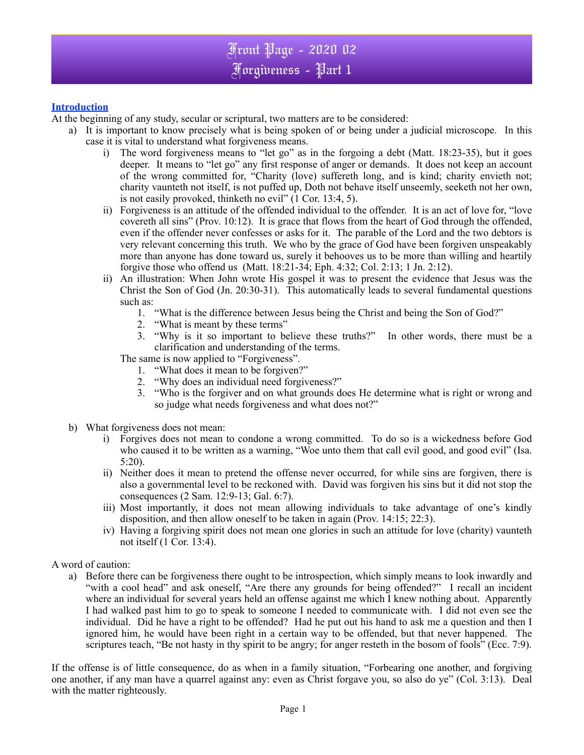# Front Page - 2020 02
# Forgiveness - Part 1

**Introduction**

At the beginning of any study, secular or scriptural, two matters are to be considered:

a) It is important to know precisely what is being spoken of or being under a judicial microscope. In this case it is vital to understand what forgiveness means.

   i) The word forgiveness means to "let go" as in the forgoing a debt (Matt. 18:23-35), but it goes deeper. It means to "let go" any first response of anger or demands. It does not keep an account of the wrong committed for, "Charity (love) suffereth long, and is kind; charity envieth not; charity vaunteth not itself, is not puffed up, Doth not behave itself unseemly, seeketh not her own, is not easily provoked, thinketh no evil" (1 Cor. 13:4, 5).

   ii) Forgiveness is an attitude of the offended individual to the offender. It is an act of love for, "love covereth all sins" (Prov. 10:12). It is grace that flows from the heart of God through the offended, even if the offender never confesses or asks for it. The parable of the Lord and the two debtors is very relevant concerning this truth. We who by the grace of God have been forgiven unspeakably more than anyone has done toward us, surely it behooves us to be more than willing and heartily forgive those who offend us (Matt. 18:21-34; Eph. 4:32; Col. 2:13; 1 Jn. 2:12).

   ii) An illustration: When John wrote His gospel it was to present the evidence that Jesus was the Christ the Son of God (Jn. 20:30-31). This automatically leads to several fundamental questions such as:

      1. "What is the difference between Jesus being the Christ and being the Son of God?"
      2. "What is meant by these terms"
      3. "Why is it so important to believe these truths?" In other words, there must be a clarification and understanding of the terms.

   The same is now applied to "Forgiveness".

      1. "What does it mean to be forgiven?"
      2. "Why does an individual need forgiveness?"
      3. "Who is the forgiver and on what grounds does He determine what is right or wrong and so judge what needs forgiveness and what does not?"

b) What forgiveness does not mean:

   i) Forgives does not mean to condone a wrong committed. To do so is a wickedness before God who caused it to be written as a warning, "Woe unto them that call evil good, and good evil" (Isa. 5:20).

   ii) Neither does it mean to pretend the offense never occurred, for while sins are forgiven, there is also a governmental level to be reckoned with. David was forgiven his sins but it did not stop the consequences (2 Sam. 12:9-13; Gal. 6:7).

   iii) Most importantly, it does not mean allowing individuals to take advantage of one's kindly disposition, and then allow oneself to be taken in again (Prov. 14:15; 22:3).

   iv) Having a forgiving spirit does not mean one glories in such an attitude for love (charity) vaunteth not itself (1 Cor. 13:4).

A word of caution:

a) Before there can be forgiveness there ought to be introspection, which simply means to look inwardly and "with a cool head" and ask oneself, "Are there any grounds for being offended?" I recall an incident where an individual for several years held an offense against me which I knew nothing about. Apparently I had walked past him to go to speak to someone I needed to communicate with. I did not even see the individual. Did he have a right to be offended? Had he put out his hand to ask me a question and then I ignored him, he would have been right in a certain way to be offended, but that never happened. The scriptures teach, "Be not hasty in thy spirit to be angry; for anger resteth in the bosom of fools" (Ecc. 7:9).

If the offense is of little consequence, do as when in a family situation, "Forbearing one another, and forgiving one another, if any man have a quarrel against any: even as Christ forgave you, so also do ye" (Col. 3:13). Deal with the matter righteously.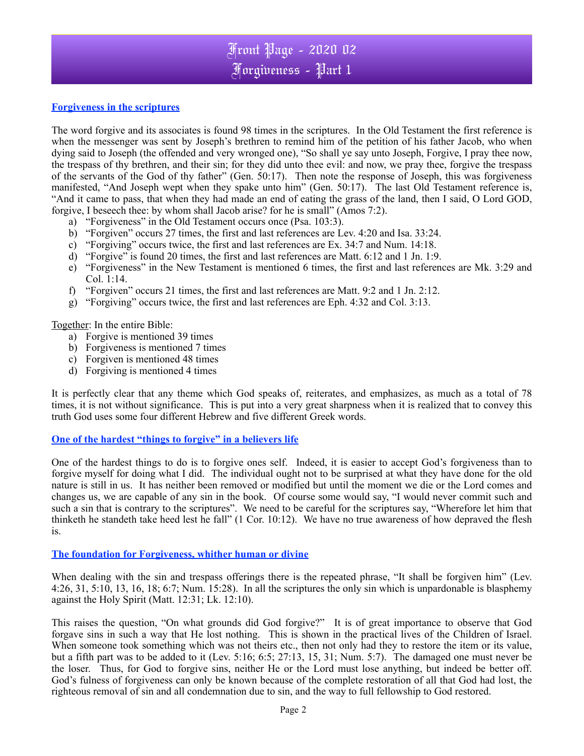# Front Page - 2020 02
# Forgiveness - Part 1

### Forgiveness in the scriptures

The word forgive and its associates is found 98 times in the scriptures. In the Old Testament the first reference is when the messenger was sent by Joseph's brethren to remind him of the petition of his father Jacob, who when dying said to Joseph (the offended and very wronged one), "So shall ye say unto Joseph, Forgive, I pray thee now, the trespass of thy brethren, and their sin; for they did unto thee evil: and now, we pray thee, forgive the trespass of the servants of the God of thy father" (Gen. 50:17). Then note the response of Joseph, this was forgiveness manifested, "And Joseph wept when they spake unto him" (Gen. 50:17). The last Old Testament reference is, "And it came to pass, that when they had made an end of eating the grass of the land, then I said, O Lord GOD, forgive, I beseech thee: by whom shall Jacob arise? for he is small" (Amos 7:2).

a) "Forgiveness" in the Old Testament occurs once (Psa. 103:3).
b) "Forgiven" occurs 27 times, the first and last references are Lev. 4:20 and Isa. 33:24.
c) "Forgiving" occurs twice, the first and last references are Ex. 34:7 and Num. 14:18.
d) "Forgive" is found 20 times, the first and last references are Matt. 6:12 and 1 Jn. 1:9.
e) "Forgiveness" in the New Testament is mentioned 6 times, the first and last references are Mk. 3:29 and Col. 1:14.
f) "Forgiven" occurs 21 times, the first and last references are Matt. 9:2 and 1 Jn. 2:12.
g) "Forgiving" occurs twice, the first and last references are Eph. 4:32 and Col. 3:13.

Together: In the entire Bible:

a) Forgive is mentioned 39 times
b) Forgiveness is mentioned 7 times
c) Forgiven is mentioned 48 times
d) Forgiving is mentioned 4 times

It is perfectly clear that any theme which God speaks of, reiterates, and emphasizes, as much as a total of 78 times, it is not without significance. This is put into a very great sharpness when it is realized that to convey this truth God uses some four different Hebrew and five different Greek words.

### One of the hardest "things to forgive" in a believers life

One of the hardest things to do is to forgive ones self. Indeed, it is easier to accept God's forgiveness than to forgive myself for doing what I did. The individual ought not to be surprised at what they have done for the old nature is still in us. It has neither been removed or modified but until the moment we die or the Lord comes and changes us, we are capable of any sin in the book. Of course some would say, "I would never commit such and such a sin that is contrary to the scriptures". We need to be careful for the scriptures say, "Wherefore let him that thinketh he standeth take heed lest he fall" (1 Cor. 10:12). We have no true awareness of how depraved the flesh is.

### The foundation for Forgiveness, whither human or divine

When dealing with the sin and trespass offerings there is the repeated phrase, "It shall be forgiven him" (Lev. 4:26, 31, 5:10, 13, 16, 18; 6:7; Num. 15:28). In all the scriptures the only sin which is unpardonable is blasphemy against the Holy Spirit (Matt. 12:31; Lk. 12:10).

This raises the question, "On what grounds did God forgive?" It is of great importance to observe that God forgave sins in such a way that He lost nothing. This is shown in the practical lives of the Children of Israel. When someone took something which was not theirs etc., then not only had they to restore the item or its value, but a fifth part was to be added to it (Lev. 5:16; 6:5; 27:13, 15, 31; Num. 5:7). The damaged one must never be the loser. Thus, for God to forgive sins, neither He or the Lord must lose anything, but indeed be better off. God's fulness of forgiveness can only be known because of the complete restoration of all that God had lost, the righteous removal of sin and all condemnation due to sin, and the way to full fellowship to God restored.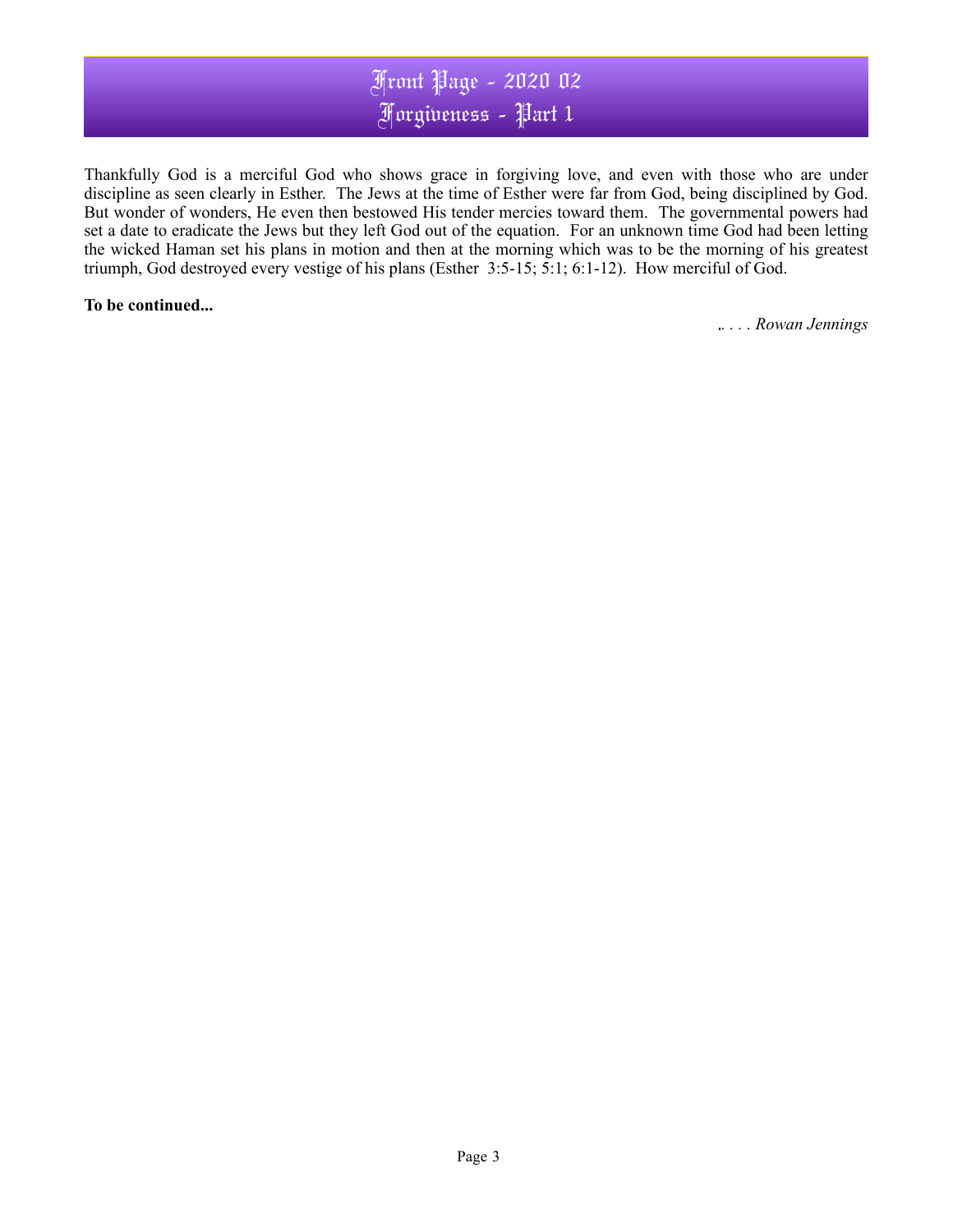# Front Page - 2020 02
# Forgiveness - Part 1

Thankfully God is a merciful God who shows grace in forgiving love, and even with those who are under discipline as seen clearly in Esther. The Jews at the time of Esther were far from God, being disciplined by God. But wonder of wonders, He even then bestowed His tender mercies toward them. The governmental powers had set a date to eradicate the Jews but they left God out of the equation. For an unknown time God had been letting the wicked Haman set his plans in motion and then at the morning which was to be the morning of his greatest triumph, God destroyed every vestige of his plans (Esther 3:5-15; 5:1; 6:1-12). How merciful of God.

**To be continued...**

*.. . . . Rowan Jennings*